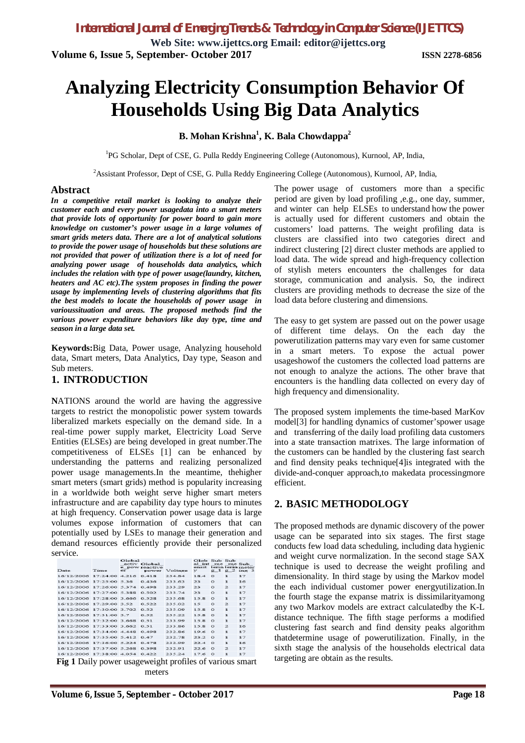# Analyzing Electricity Consumption Behavior Of Households Using Big Data Analytics

**B. Mohan Krishna[1], K. Bala Chowdappa[2]**

[1]PG Scholar, Dept of CSE, G. Pulla Reddy Engineering College (Autonomous), Kurnool, AP, India,

[2]Assistant Professor, Dept of CSE, G. Pulla Reddy Engineering College (Autonomous), Kurnool, AP, India,

## Abstract

***In a competitive retail market is looking to analyze their customer each and every power usagedata into a smart meters that provide lots of opportunity for power board to gain more knowledge on customer's power usage in a large volumes of smart grids meters data. There are a lot of analytical solutions to provide the power usage of households but these solutions are not provided that power of utilization there is a lot of need for analyzing power usage of households data analytics, which includes the relation with type of power usage(laundry, kitchen, heaters and AC etc).The system proposes in finding the power usage by implementing levels of clustering algorithms that fits the best models to locate the households of power usage in varioussituation and areas. The proposed methods find the various power expenditure behaviors like day type, time and season in a large data set.***

**Keywords:**Big Data, Power usage, Analyzing household data, Smart meters, Data Analytics, Day type, Season and Sub meters.

## 1. INTRODUCTION

**N**ATIONS around the world are having the aggressive targets to restrict the monopolistic power system towards liberalized markets especially on the demand side. In a real-time power supply market, Electricity Load Serve Entities (ELSEs) are being developed in great number.The competitiveness of ELSEs [1] can be enhanced by understanding the patterns and realizing personalized power usage managements.In the meantime, thehigher smart meters (smart grids) method is popularity increasing in a worldwide both weight serve higher smart meters infrastructure and are capability day type hours to minutes at high frequency. Conservation power usage data is large volumes expose information of customers that can potentially used by LSEs to manage their generation and demand resources efficiently provide their personalized service.

| Date | Time | Global_active_power | Global_reactive power | Voltage | Global_intensity | Sub_metering_1 | Sub_metering_2 | Sub meter ing_3 |
|---|---|---|---|---|---|---|---|---|
| 16/12/2006 | 17:24:00 | 4.216 | 0.418 | 234.84 | 18.4 | 0 | 1 | 17 |
| 16/12/2006 | 17:25:00 | 5.36 | 0.436 | 233.63 | 23 | 0 | 1 | 16 |
| 16/12/2006 | 17:26:00 | 5.374 | 0.498 | 233.29 | 23 | 0 | 2 | 17 |
| 16/12/2006 | 17:27:00 | 5.388 | 0.502 | 233.74 | 23 | 0 | 1 | 17 |
| 16/12/2006 | 17:28:00 | 3.666 | 0.528 | 235.68 | 15.8 | 0 | 1 | 17 |
| 16/12/2006 | 17:29:00 | 3.52 | 0.522 | 235.02 | 15 | 0 | 2 | 17 |
| 16/12/2006 | 17:30:00 | 3.702 | 0.52 | 235.09 | 15.8 | 0 | 1 | 17 |
| 16/12/2006 | 17:31:00 | 3.7 | 0.52 | 235.22 | 15.8 | 0 | 1 | 17 |
| 16/12/2006 | 17:32:00 | 3.668 | 0.51 | 233.99 | 15.8 | 0 | 1 | 17 |
| 16/12/2006 | 17:33:00 | 3.662 | 0.51 | 233.86 | 15.8 | 0 | 2 | 16 |
| 16/12/2006 | 17:34:00 | 4.448 | 0.498 | 232.86 | 19.6 | 0 | 1 | 17 |
| 16/12/2006 | 17:35:00 | 5.412 | 0.47 | 232.78 | 23.2 | 0 | 1 | 17 |
| 16/12/2006 | 17:36:00 | 5.224 | 0.478 | 232.99 | 22.4 | 0 | 1 | 16 |
| 16/12/2006 | 17:37:00 | 5.268 | 0.398 | 232.91 | 22.6 | 0 | 2 | 17 |
| 16/12/2006 | 17:38:00 | 4.054 | 0.422 | 235.24 | 17.6 | 0 | 1 | 17 |

**Fig 1** Daily power usageweight profiles of various smart meters

The power usage of customers more than a specific period are given by load profiling ,e.g., one day, summer, and winter can help ELSEs to understand how the power is actually used for different customers and obtain the customers' load patterns. The weight profiling data is clusters are classified into two categories direct and indirect clustering [2] direct cluster methods are applied to load data. The wide spread and high-frequency collection of stylish meters encounters the challenges for data storage, communication and analysis. So, the indirect clusters are providing methods to decrease the size of the load data before clustering and dimensions.

The easy to get system are passed out on the power usage of different time delays. On the each day the powerutilization patterns may vary even for same customer in a smart meters. To expose the actual power usageshowof the customers the collected load patterns are not enough to analyze the actions. The other brave that encounters is the handling data collected on every day of high frequency and dimensionality.

The proposed system implements the time-based MarKov model[3] for handling dynamics of customer'spower usage and transferring of the daily load profiling data customers into a state transaction matrixes. The large information of the customers can be handled by the clustering fast search and find density peaks technique[4]is integrated with the divide-and-conquer approach,to makedata processingmore efficient.

## 2. BASIC METHODOLOGY

The proposed methods are dynamic discovery of the power usage can be separated into six stages. The first stage conducts few load data scheduling, including data hygienic and weight curve normalization. In the second stage SAX technique is used to decrease the weight profiling and dimensionality. In third stage by using the Markov model the each individual customer power energyutilization.In the fourth stage the expanse matrix is dissimilarityamong any two Markov models are extract calculatedby the K-L distance technique. The fifth stage performs a modified clustering fast search and find density peaks algorithm thatdetermine usage of powerutilization. Finally, in the sixth stage the analysis of the households electrical data targeting are obtain as the results.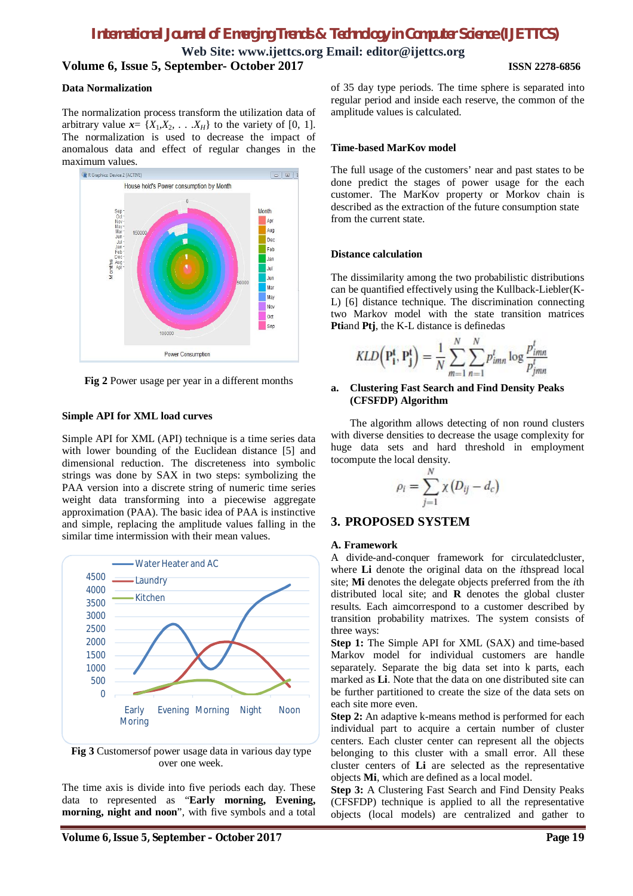### Data Normalization

The normalization process transform the utilization data of arbitrary value $\boldsymbol{x}= \{X_1,X_2, . . .X_H\}$ to the variety of [0, 1]. The normalization is used to decrease the impact of anomalous data and effect of regular changes in the maximum values.

**Fig 2** Power usage per year in a different months

### Simple API for XML load curves

Simple API for XML (API) technique is a time series data with lower bounding of the Euclidean distance [5] and dimensional reduction. The discreteness into symbolic strings was done by SAX in two steps: symbolizing the PAA version into a discrete string of numeric time series weight data transforming into a piecewise aggregate approximation (PAA). The basic idea of PAA is instinctive and simple, replacing the amplitude values falling in the similar time intermission with their mean values.

**Fig 3** Customersof power usage data in various day type over one week.

The time axis is divide into five periods each day. These data to represented as "**Early morning, Evening, morning, night and noon**", with five symbols and a total of 35 day type periods. The time sphere is separated into regular period and inside each reserve, the common of the amplitude values is calculated.

### Time-based MarKov model

The full usage of the customers' near and past states to be done predict the stages of power usage for the each customer. The MarKov property or Morkov chain is described as the extraction of the future consumption state from the current state.

### Distance calculation

The dissimilarity among the two probabilistic distributions can be quantified effectively using the Kullback-Liebler(K-L) [6] distance technique. The discrimination connecting two Markov model with the state transition matrices **Pti**and **Ptj**, the K-L distance is definedas

$$KLD\left(\mathbf{P}_i^t,\mathbf{P}_j^t\right)=\frac{1}{N}\sum_{m=1}^{N}\sum_{n=1}^{N}p_{imn}^t\log\frac{p_{imn}^t}{p_{jmn}^t}$$

**a. Clustering Fast Search and Find Density Peaks (CFSFDP) Algorithm**

The algorithm allows detecting of non round clusters with diverse densities to decrease the usage complexity for huge data sets and hard threshold in employment tocompute the local density.

$$\rho_i=\sum_{j=1}^{N}\chi\left(D_{ij}-d_c\right)$$

## 3. PROPOSED SYSTEM

### A. Framework

A divide-and-conquer framework for circulatedcluster, where **Li** denote the original data on the *i*thspread local site; **Mi** denotes the delegate objects preferred from the *i*th distributed local site; and **R** denotes the global cluster results. Each aimcorrespond to a customer described by transition probability matrixes. The system consists of three ways:

**Step 1:** The Simple API for XML (SAX) and time-based Markov model for individual customers are handle separately. Separate the big data set into k parts, each marked as **Li**. Note that the data on one distributed site can be further partitioned to create the size of the data sets on each site more even.

**Step 2:** An adaptive k-means method is performed for each individual part to acquire a certain number of cluster centers. Each cluster center can represent all the objects belonging to this cluster with a small error. All these cluster centers of **Li** are selected as the representative objects **Mi**, which are defined as a local model.

**Step 3:** A Clustering Fast Search and Find Density Peaks (CFSFDP) technique is applied to all the representative objects (local models) are centralized and gather to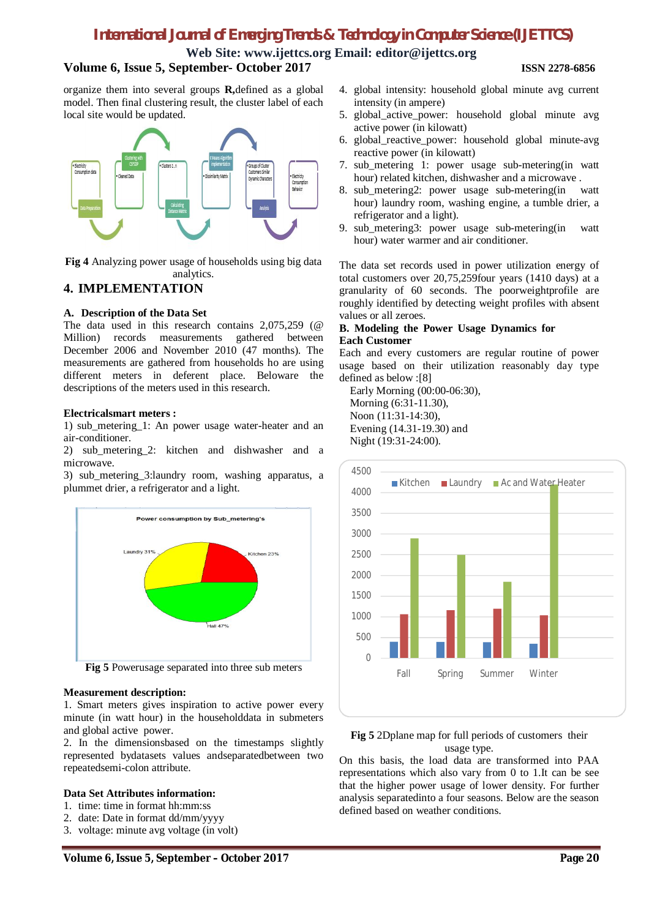organize them into several groups **R,**defined as a global model. Then final clustering result, the cluster label of each local site would be updated.

**Fig 4** Analyzing power usage of households using big data analytics.

## 4. IMPLEMENTATION

### A. Description of the Data Set

The data used in this research contains 2,075,259 (@ Million) records measurements gathered between December 2006 and November 2010 (47 months). The measurements are gathered from households ho are using different meters in deferent place. Beloware the descriptions of the meters used in this research.

**Electricalsmart meters :**

1) sub_metering_1: An power usage water-heater and an air-conditioner.

2) sub_metering_2: kitchen and dishwasher and a microwave.

3) sub_metering_3:laundry room, washing apparatus, a plummet drier, a refrigerator and a light.

**Fig 5** Powerusage separated into three sub meters

**Measurement description:**

1. Smart meters gives inspiration to active power every minute (in watt hour) in the householddata in submeters and global active power.
2. In the dimensionsbased on the timestamps slightly represented bydatasets values andseparatedbetween two repeatedsemi-colon attribute.

**Data Set Attributes information:**

1. time: time in format hh:mm:ss
2. date: Date in format dd/mm/yyyy
3. voltage: minute avg voltage (in volt)
4. global intensity: household global minute avg current intensity (in ampere)
5. global_active_power: household global minute avg active power (in kilowatt)
6. global_reactive_power: household global minute-avg reactive power (in kilowatt)
7. sub_metering 1: power usage sub-metering(in watt hour) related kitchen, dishwasher and a microwave .
8. sub_metering2: power usage sub-metering(in watt hour) laundry room, washing engine, a tumble drier, a refrigerator and a light).
9. sub_metering3: power usage sub-metering(in watt hour) water warmer and air conditioner.

The data set records used in power utilization energy of total customers over 20,75,259four years (1410 days) at a granularity of 60 seconds. The poorweightprofile are roughly identified by detecting weight profiles with absent values or all zeroes.

### B. Modeling the Power Usage Dynamics for Each Customer

Each and every customers are regular routine of power usage based on their utilization reasonably day type defined as below :[8]

Early Morning (00:00-06:30),
Morning (6:31-11.30),
Noon (11:31-14:30),
Evening (14.31-19.30) and
Night (19:31-24:00).

**Fig 5** 2Dplane map for full periods of customers their usage type.

On this basis, the load data are transformed into PAA representations which also vary from 0 to 1.It can be see that the higher power usage of lower density. For further analysis separatedinto a four seasons. Below are the season defined based on weather conditions.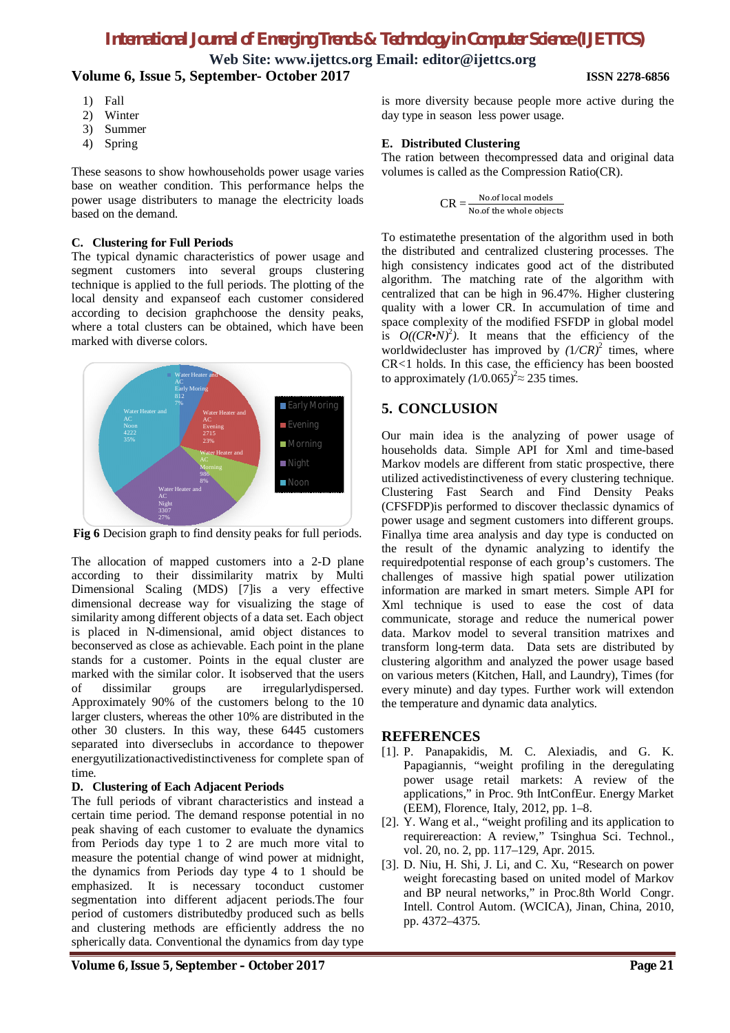1) Fall
2) Winter
3) Summer
4) Spring

These seasons to show howhouseholds power usage varies base on weather condition. This performance helps the power usage distributers to manage the electricity loads based on the demand.

### C. Clustering for Full Periods

The typical dynamic characteristics of power usage and segment customers into several groups clustering technique is applied to the full periods. The plotting of the local density and expanseof each customer considered according to decision graphchoose the density peaks, where a total clusters can be obtained, which have been marked with diverse colors.

**Fig 6** Decision graph to find density peaks for full periods.

The allocation of mapped customers into a 2-D plane according to their dissimilarity matrix by Multi Dimensional Scaling (MDS) [7]is a very effective dimensional decrease way for visualizing the stage of similarity among different objects of a data set. Each object is placed in N-dimensional, amid object distances to beconserved as close as achievable. Each point in the plane stands for a customer. Points in the equal cluster are marked with the similar color. It isobserved that the users of dissimilar groups are irregularlydispersed. Approximately 90% of the customers belong to the 10 larger clusters, whereas the other 10% are distributed in the other 30 clusters. In this way, these 6445 customers separated into diverseclubs in accordance to thepower energyutilizationactivedistinctiveness for complete span of time.

### D. Clustering of Each Adjacent Periods

The full periods of vibrant characteristics and instead a certain time period. The demand response potential in no peak shaving of each customer to evaluate the dynamics from Periods day type 1 to 2 are much more vital to measure the potential change of wind power at midnight, the dynamics from Periods day type 4 to 1 should be emphasized. It is necessary toconduct customer segmentation into different adjacent periods.The four period of customers distributedby produced such as bells and clustering methods are efficiently address the no spherically data. Conventional the dynamics from day type is more diversity because people more active during the day type in season less power usage.

### E. Distributed Clustering

The ration between thecompressed data and original data volumes is called as the Compression Ratio(CR).

$$CR = \frac{\text{No.of local models}}{\text{No.of the whole objects}}$$

To estimatethe presentation of the algorithm used in both the distributed and centralized clustering processes. The high consistency indicates good act of the distributed algorithm. The matching rate of the algorithm with centralized that can be high in 96.47%. Higher clustering quality with a lower CR. In accumulation of time and space complexity of the modified FSFDP in global model is $O((CR \cdot N)^2)$. It means that the efficiency of the worldwidecluster has improved by $(1/CR)^2$ times, where CR<1 holds. In this case, the efficiency has been boosted to approximately $(1/0.065)^2 \approx 235$ times.

## 5. CONCLUSION

Our main idea is the analyzing of power usage of households data. Simple API for Xml and time-based Markov models are different from static prospective, there utilized activedistinctiveness of every clustering technique. Clustering Fast Search and Find Density Peaks (CFSFDP)is performed to discover theclassic dynamics of power usage and segment customers into different groups. Finallya time area analysis and day type is conducted on the result of the dynamic analyzing to identify the requiredpotential response of each group's customers. The challenges of massive high spatial power utilization information are marked in smart meters. Simple API for Xml technique is used to ease the cost of data communicate, storage and reduce the numerical power data. Markov model to several transition matrixes and transform long-term data. Data sets are distributed by clustering algorithm and analyzed the power usage based on various meters (Kitchen, Hall, and Laundry), Times (for every minute) and day types. Further work will extendon the temperature and dynamic data analytics.

## REFERENCES

[1]. P. Panapakidis, M. C. Alexiadis, and G. K. Papagiannis, "weight profiling in the deregulating power usage retail markets: A review of the applications," in Proc. 9th IntConfEur. Energy Market (EEM), Florence, Italy, 2012, pp. 1–8.

[2]. Y. Wang et al., "weight profiling and its application to requirereaction: A review," Tsinghua Sci. Technol., vol. 20, no. 2, pp. 117–129, Apr. 2015.

[3]. D. Niu, H. Shi, J. Li, and C. Xu, "Research on power weight forecasting based on united model of Markov and BP neural networks," in Proc.8th World Congr. Intell. Control Autom. (WCICA), Jinan, China, 2010, pp. 4372–4375.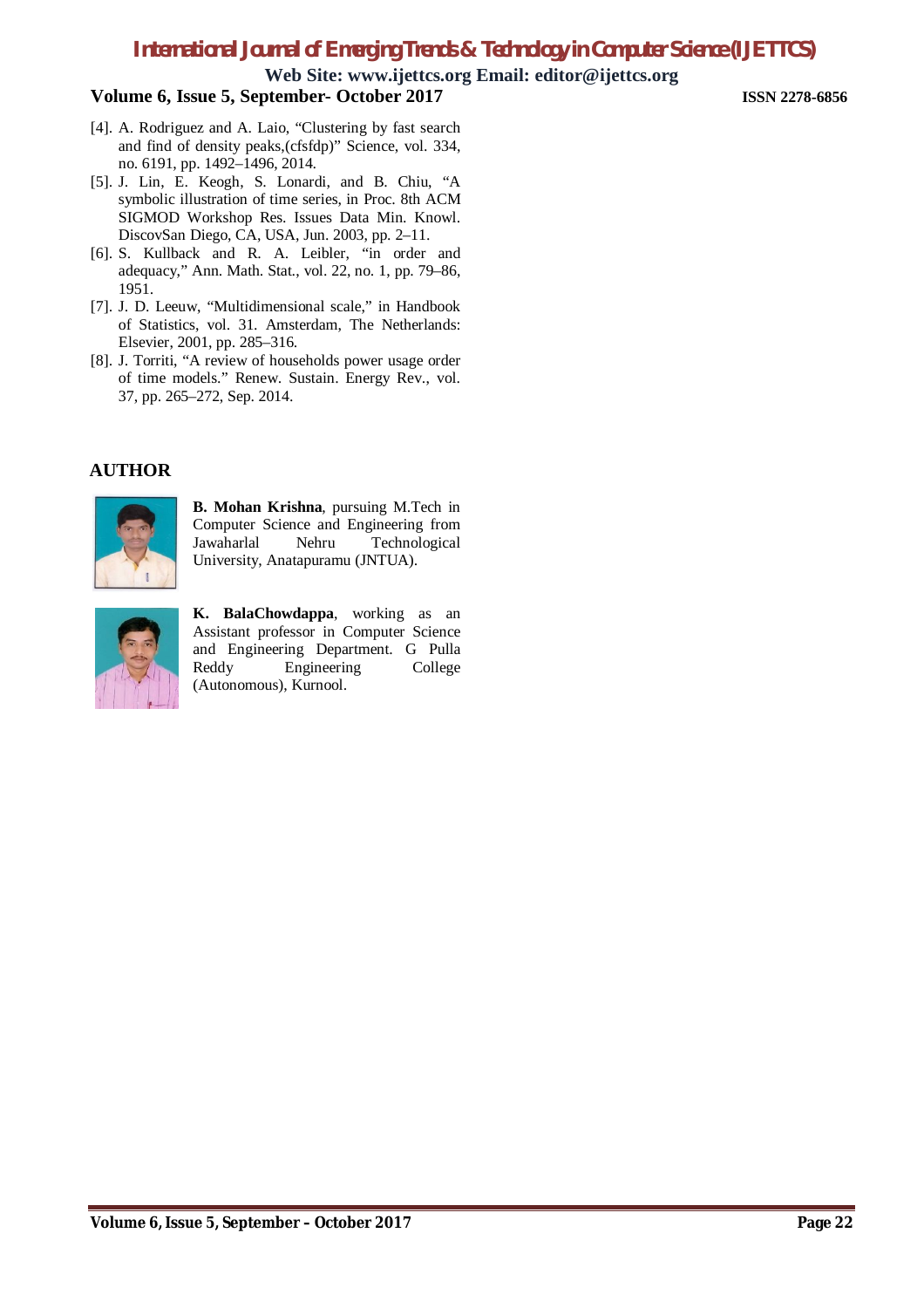[4]. A. Rodriguez and A. Laio, “Clustering by fast search and find of density peaks,(cfsfdp)” Science, vol. 334, no. 6191, pp. 1492–1496, 2014.

[5]. J. Lin, E. Keogh, S. Lonardi, and B. Chiu, “A symbolic illustration of time series, in Proc. 8th ACM SIGMOD Workshop Res. Issues Data Min. Knowl. DiscovSan Diego, CA, USA, Jun. 2003, pp. 2–11.

[6]. S. Kullback and R. A. Leibler, “in order and adequacy,” Ann. Math. Stat., vol. 22, no. 1, pp. 79–86, 1951.

[7]. J. D. Leeuw, “Multidimensional scale,” in Handbook of Statistics, vol. 31. Amsterdam, The Netherlands: Elsevier, 2001, pp. 285–316.

[8]. J. Torriti, “A review of households power usage order of time models.” Renew. Sustain. Energy Rev., vol. 37, pp. 265–272, Sep. 2014.

## AUTHOR

**B. Mohan Krishna**, pursuing M.Tech in Computer Science and Engineering from Jawaharlal Nehru Technological University, Anatapuramu (JNTUA).

**K. BalaChowdappa**, working as an Assistant professor in Computer Science and Engineering Department. G Pulla Reddy Engineering College (Autonomous), Kurnool.